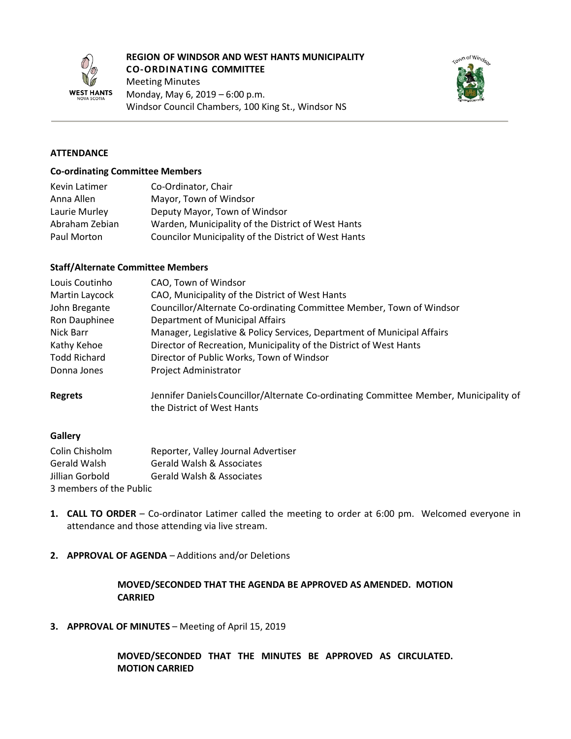**REGION OF WINDSOR AND WEST HANTS MUNICIPALITY**
**CO-ORDINATING COMMITTEE**
Meeting Minutes
Monday, May 6, 2019 – 6:00 p.m.
Windsor Council Chambers, 100 King St., Windsor NS

## ATTENDANCE

### Co-ordinating Committee Members

| | |
|---|---|
| Kevin Latimer | Co-Ordinator, Chair |
| Anna Allen | Mayor, Town of Windsor |
| Laurie Murley | Deputy Mayor, Town of Windsor |
| Abraham Zebian | Warden, Municipality of the District of West Hants |
| Paul Morton | Councilor Municipality of the District of West Hants |

### Staff/Alternate Committee Members

| | |
|---|---|
| Louis Coutinho | CAO, Town of Windsor |
| Martin Laycock | CAO, Municipality of the District of West Hants |
| John Bregante | Councillor/Alternate Co-ordinating Committee Member, Town of Windsor |
| Ron Dauphinee | Department of Municipal Affairs |
| Nick Barr | Manager, Legislative & Policy Services, Department of Municipal Affairs |
| Kathy Kehoe | Director of Recreation, Municipality of the District of West Hants |
| Todd Richard | Director of Public Works, Town of Windsor |
| Donna Jones | Project Administrator |

**Regrets** Jennifer Daniels Councillor/Alternate Co-ordinating Committee Member, Municipality of the District of West Hants

### Gallery

| | |
|---|---|
| Colin Chisholm | Reporter, Valley Journal Advertiser |
| Gerald Walsh | Gerald Walsh & Associates |
| Jillian Gorbold | Gerald Walsh & Associates |

3 members of the Public

1. **CALL TO ORDER** – Co-ordinator Latimer called the meeting to order at 6:00 pm. Welcomed everyone in attendance and those attending via live stream.

2. **APPROVAL OF AGENDA** – Additions and/or Deletions

   **MOVED/SECONDED THAT THE AGENDA BE APPROVED AS AMENDED. MOTION CARRIED**

3. **APPROVAL OF MINUTES** – Meeting of April 15, 2019

   **MOVED/SECONDED THAT THE MINUTES BE APPROVED AS CIRCULATED. MOTION CARRIED**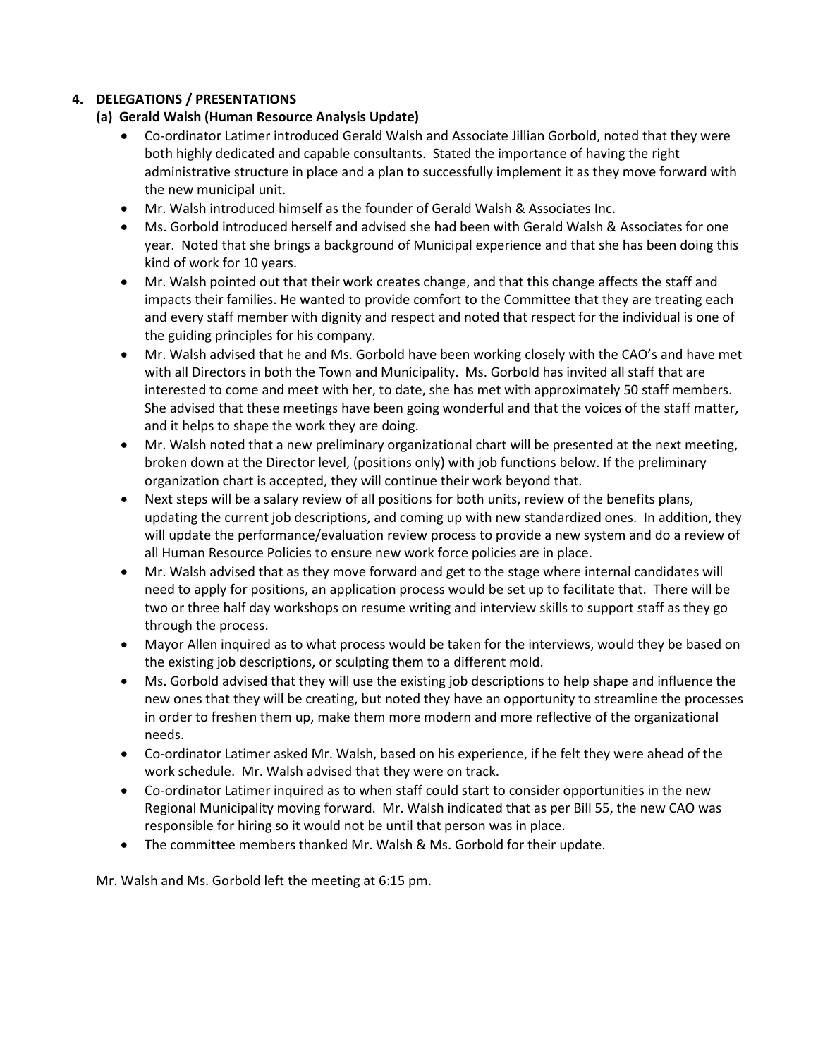## 4. DELEGATIONS / PRESENTATIONS

### (a) Gerald Walsh (Human Resource Analysis Update)

- Co-ordinator Latimer introduced Gerald Walsh and Associate Jillian Gorbold, noted that they were both highly dedicated and capable consultants. Stated the importance of having the right administrative structure in place and a plan to successfully implement it as they move forward with the new municipal unit.
- Mr. Walsh introduced himself as the founder of Gerald Walsh & Associates Inc.
- Ms. Gorbold introduced herself and advised she had been with Gerald Walsh & Associates for one year. Noted that she brings a background of Municipal experience and that she has been doing this kind of work for 10 years.
- Mr. Walsh pointed out that their work creates change, and that this change affects the staff and impacts their families. He wanted to provide comfort to the Committee that they are treating each and every staff member with dignity and respect and noted that respect for the individual is one of the guiding principles for his company.
- Mr. Walsh advised that he and Ms. Gorbold have been working closely with the CAO's and have met with all Directors in both the Town and Municipality. Ms. Gorbold has invited all staff that are interested to come and meet with her, to date, she has met with approximately 50 staff members. She advised that these meetings have been going wonderful and that the voices of the staff matter, and it helps to shape the work they are doing.
- Mr. Walsh noted that a new preliminary organizational chart will be presented at the next meeting, broken down at the Director level, (positions only) with job functions below. If the preliminary organization chart is accepted, they will continue their work beyond that.
- Next steps will be a salary review of all positions for both units, review of the benefits plans, updating the current job descriptions, and coming up with new standardized ones. In addition, they will update the performance/evaluation review process to provide a new system and do a review of all Human Resource Policies to ensure new work force policies are in place.
- Mr. Walsh advised that as they move forward and get to the stage where internal candidates will need to apply for positions, an application process would be set up to facilitate that. There will be two or three half day workshops on resume writing and interview skills to support staff as they go through the process.
- Mayor Allen inquired as to what process would be taken for the interviews, would they be based on the existing job descriptions, or sculpting them to a different mold.
- Ms. Gorbold advised that they will use the existing job descriptions to help shape and influence the new ones that they will be creating, but noted they have an opportunity to streamline the processes in order to freshen them up, make them more modern and more reflective of the organizational needs.
- Co-ordinator Latimer asked Mr. Walsh, based on his experience, if he felt they were ahead of the work schedule. Mr. Walsh advised that they were on track.
- Co-ordinator Latimer inquired as to when staff could start to consider opportunities in the new Regional Municipality moving forward. Mr. Walsh indicated that as per Bill 55, the new CAO was responsible for hiring so it would not be until that person was in place.
- The committee members thanked Mr. Walsh & Ms. Gorbold for their update.

Mr. Walsh and Ms. Gorbold left the meeting at 6:15 pm.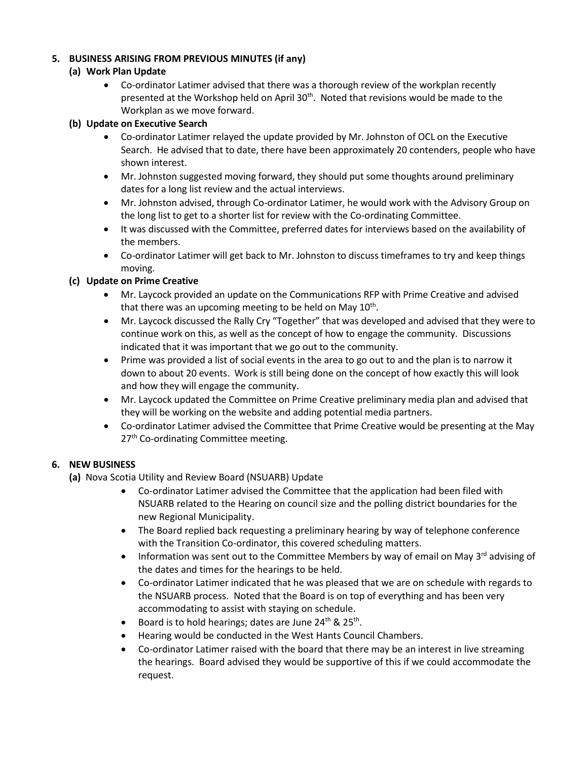5. **BUSINESS ARISING FROM PREVIOUS MINUTES (if any)**

   **(a) Work Plan Update**

   - Co-ordinator Latimer advised that there was a thorough review of the workplan recently presented at the Workshop held on April 30th. Noted that revisions would be made to the Workplan as we move forward.

   **(b) Update on Executive Search**

   - Co-ordinator Latimer relayed the update provided by Mr. Johnston of OCL on the Executive Search. He advised that to date, there have been approximately 20 contenders, people who have shown interest.
   - Mr. Johnston suggested moving forward, they should put some thoughts around preliminary dates for a long list review and the actual interviews.
   - Mr. Johnston advised, through Co-ordinator Latimer, he would work with the Advisory Group on the long list to get to a shorter list for review with the Co-ordinating Committee.
   - It was discussed with the Committee, preferred dates for interviews based on the availability of the members.
   - Co-ordinator Latimer will get back to Mr. Johnston to discuss timeframes to try and keep things moving.

   **(c) Update on Prime Creative**

   - Mr. Laycock provided an update on the Communications RFP with Prime Creative and advised that there was an upcoming meeting to be held on May 10th.
   - Mr. Laycock discussed the Rally Cry "Together" that was developed and advised that they were to continue work on this, as well as the concept of how to engage the community. Discussions indicated that it was important that we go out to the community.
   - Prime was provided a list of social events in the area to go out to and the plan is to narrow it down to about 20 events. Work is still being done on the concept of how exactly this will look and how they will engage the community.
   - Mr. Laycock updated the Committee on Prime Creative preliminary media plan and advised that they will be working on the website and adding potential media partners.
   - Co-ordinator Latimer advised the Committee that Prime Creative would be presenting at the May 27th Co-ordinating Committee meeting.

6. **NEW BUSINESS**

   **(a)** Nova Scotia Utility and Review Board (NSUARB) Update

   - Co-ordinator Latimer advised the Committee that the application had been filed with NSUARB related to the Hearing on council size and the polling district boundaries for the new Regional Municipality.
   - The Board replied back requesting a preliminary hearing by way of telephone conference with the Transition Co-ordinator, this covered scheduling matters.
   - Information was sent out to the Committee Members by way of email on May 3rd advising of the dates and times for the hearings to be held.
   - Co-ordinator Latimer indicated that he was pleased that we are on schedule with regards to the NSUARB process. Noted that the Board is on top of everything and has been very accommodating to assist with staying on schedule.
   - Board is to hold hearings; dates are June 24th & 25th.
   - Hearing would be conducted in the West Hants Council Chambers.
   - Co-ordinator Latimer raised with the board that there may be an interest in live streaming the hearings. Board advised they would be supportive of this if we could accommodate the request.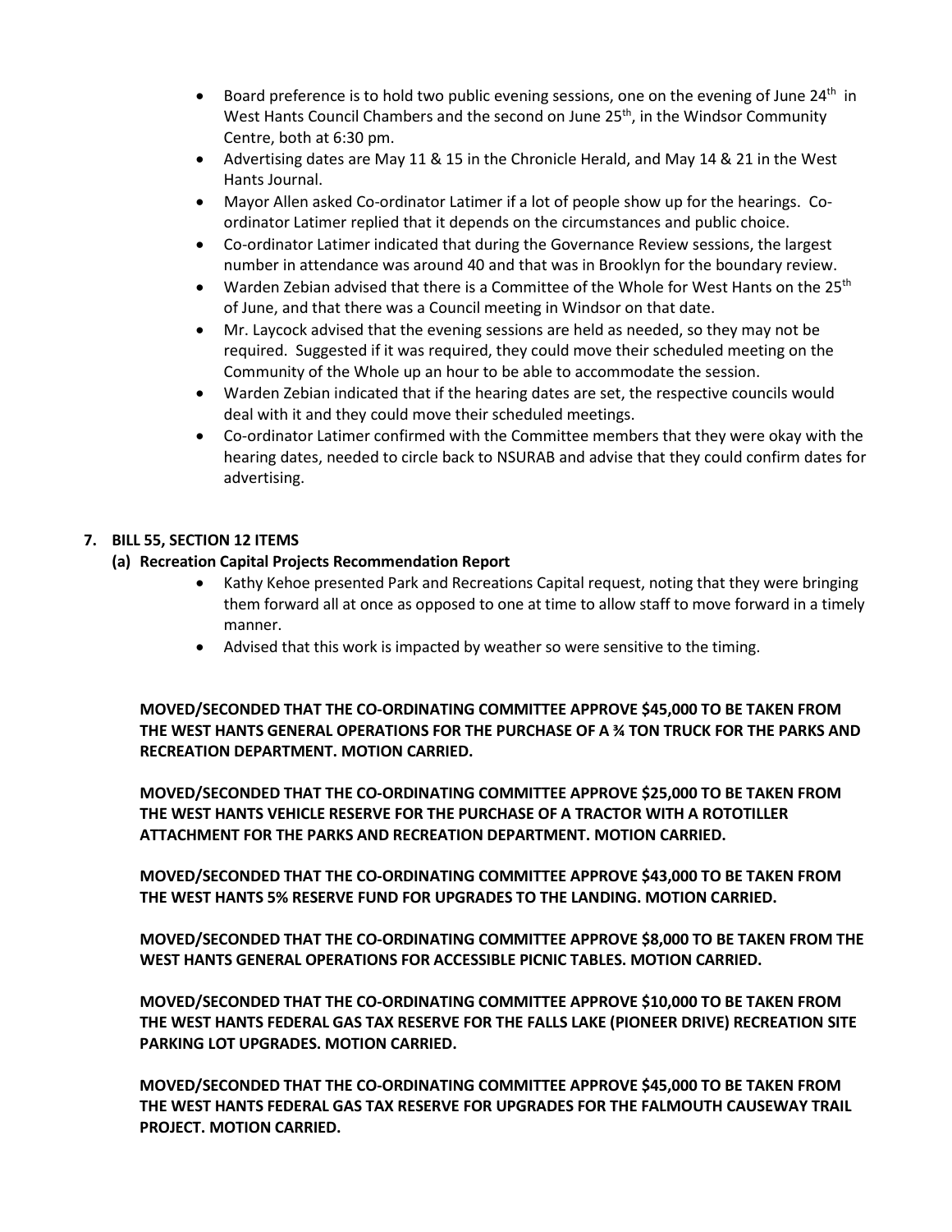- Board preference is to hold two public evening sessions, one on the evening of June 24th in West Hants Council Chambers and the second on June 25th, in the Windsor Community Centre, both at 6:30 pm.
- Advertising dates are May 11 & 15 in the Chronicle Herald, and May 14 & 21 in the West Hants Journal.
- Mayor Allen asked Co-ordinator Latimer if a lot of people show up for the hearings. Co-ordinator Latimer replied that it depends on the circumstances and public choice.
- Co-ordinator Latimer indicated that during the Governance Review sessions, the largest number in attendance was around 40 and that was in Brooklyn for the boundary review.
- Warden Zebian advised that there is a Committee of the Whole for West Hants on the 25th of June, and that there was a Council meeting in Windsor on that date.
- Mr. Laycock advised that the evening sessions are held as needed, so they may not be required. Suggested if it was required, they could move their scheduled meeting on the Community of the Whole up an hour to be able to accommodate the session.
- Warden Zebian indicated that if the hearing dates are set, the respective councils would deal with it and they could move their scheduled meetings.
- Co-ordinator Latimer confirmed with the Committee members that they were okay with the hearing dates, needed to circle back to NSURAB and advise that they could confirm dates for advertising.

**7. BILL 55, SECTION 12 ITEMS**

**(a) Recreation Capital Projects Recommendation Report**

- Kathy Kehoe presented Park and Recreations Capital request, noting that they were bringing them forward all at once as opposed to one at time to allow staff to move forward in a timely manner.
- Advised that this work is impacted by weather so were sensitive to the timing.

**MOVED/SECONDED THAT THE CO-ORDINATING COMMITTEE APPROVE $45,000 TO BE TAKEN FROM THE WEST HANTS GENERAL OPERATIONS FOR THE PURCHASE OF A ¾ TON TRUCK FOR THE PARKS AND RECREATION DEPARTMENT. MOTION CARRIED.**

**MOVED/SECONDED THAT THE CO-ORDINATING COMMITTEE APPROVE $25,000 TO BE TAKEN FROM THE WEST HANTS VEHICLE RESERVE FOR THE PURCHASE OF A TRACTOR WITH A ROTOTILLER ATTACHMENT FOR THE PARKS AND RECREATION DEPARTMENT. MOTION CARRIED.**

**MOVED/SECONDED THAT THE CO-ORDINATING COMMITTEE APPROVE $43,000 TO BE TAKEN FROM THE WEST HANTS 5% RESERVE FUND FOR UPGRADES TO THE LANDING. MOTION CARRIED.**

**MOVED/SECONDED THAT THE CO-ORDINATING COMMITTEE APPROVE $8,000 TO BE TAKEN FROM THE WEST HANTS GENERAL OPERATIONS FOR ACCESSIBLE PICNIC TABLES. MOTION CARRIED.**

**MOVED/SECONDED THAT THE CO-ORDINATING COMMITTEE APPROVE $10,000 TO BE TAKEN FROM THE WEST HANTS FEDERAL GAS TAX RESERVE FOR THE FALLS LAKE (PIONEER DRIVE) RECREATION SITE PARKING LOT UPGRADES. MOTION CARRIED.**

**MOVED/SECONDED THAT THE CO-ORDINATING COMMITTEE APPROVE $45,000 TO BE TAKEN FROM THE WEST HANTS FEDERAL GAS TAX RESERVE FOR UPGRADES FOR THE FALMOUTH CAUSEWAY TRAIL PROJECT. MOTION CARRIED.**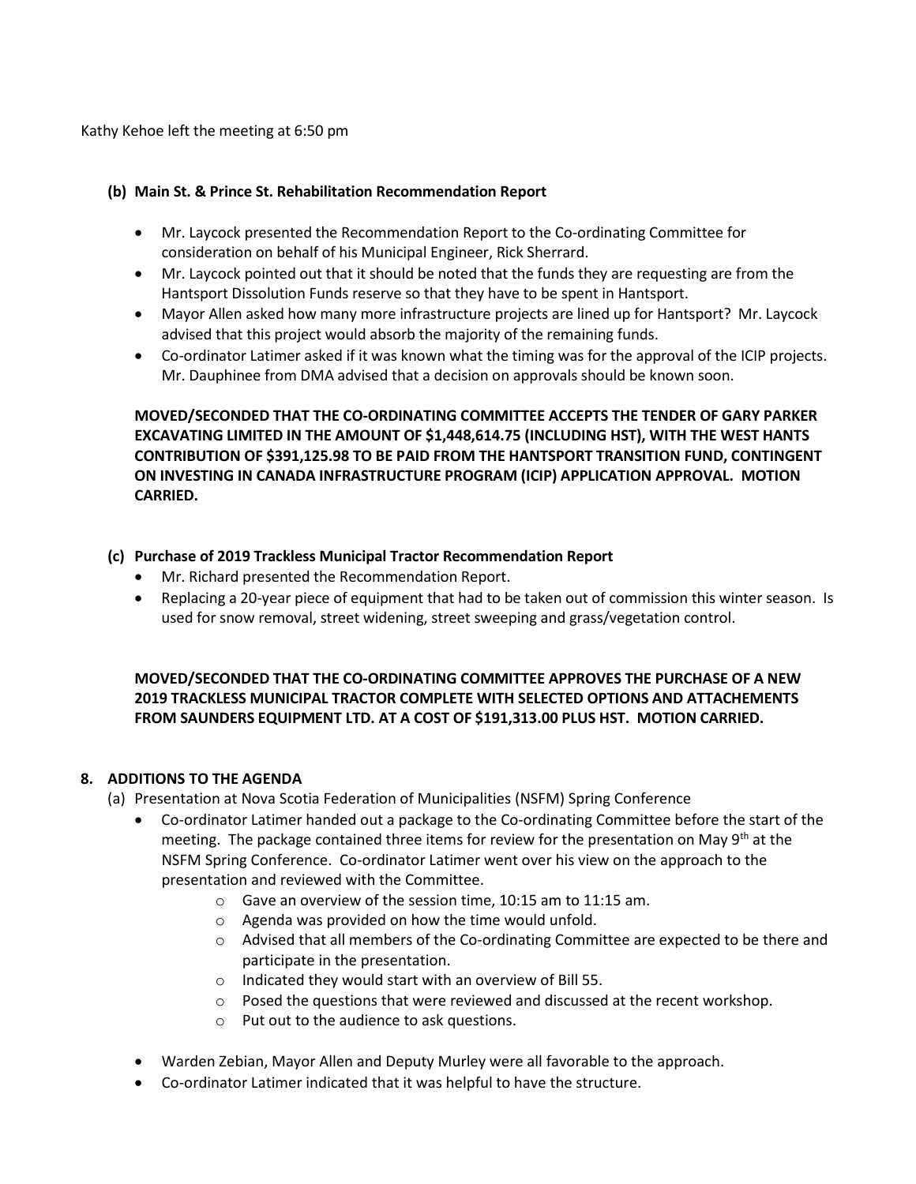Kathy Kehoe left the meeting at 6:50 pm

**(b) Main St. & Prince St. Rehabilitation Recommendation Report**

- Mr. Laycock presented the Recommendation Report to the Co-ordinating Committee for consideration on behalf of his Municipal Engineer, Rick Sherrard.
- Mr. Laycock pointed out that it should be noted that the funds they are requesting are from the Hantsport Dissolution Funds reserve so that they have to be spent in Hantsport.
- Mayor Allen asked how many more infrastructure projects are lined up for Hantsport? Mr. Laycock advised that this project would absorb the majority of the remaining funds.
- Co-ordinator Latimer asked if it was known what the timing was for the approval of the ICIP projects. Mr. Dauphinee from DMA advised that a decision on approvals should be known soon.

**MOVED/SECONDED THAT THE CO-ORDINATING COMMITTEE ACCEPTS THE TENDER OF GARY PARKER EXCAVATING LIMITED IN THE AMOUNT OF $1,448,614.75 (INCLUDING HST), WITH THE WEST HANTS CONTRIBUTION OF $391,125.98 TO BE PAID FROM THE HANTSPORT TRANSITION FUND, CONTINGENT ON INVESTING IN CANADA INFRASTRUCTURE PROGRAM (ICIP) APPLICATION APPROVAL. MOTION CARRIED.**

**(c) Purchase of 2019 Trackless Municipal Tractor Recommendation Report**

- Mr. Richard presented the Recommendation Report.
- Replacing a 20-year piece of equipment that had to be taken out of commission this winter season. Is used for snow removal, street widening, street sweeping and grass/vegetation control.

**MOVED/SECONDED THAT THE CO-ORDINATING COMMITTEE APPROVES THE PURCHASE OF A NEW 2019 TRACKLESS MUNICIPAL TRACTOR COMPLETE WITH SELECTED OPTIONS AND ATTACHEMENTS FROM SAUNDERS EQUIPMENT LTD. AT A COST OF $191,313.00 PLUS HST. MOTION CARRIED.**

**8. ADDITIONS TO THE AGENDA**

(a) Presentation at Nova Scotia Federation of Municipalities (NSFM) Spring Conference

- Co-ordinator Latimer handed out a package to the Co-ordinating Committee before the start of the meeting. The package contained three items for review for the presentation on May 9th at the NSFM Spring Conference. Co-ordinator Latimer went over his view on the approach to the presentation and reviewed with the Committee.
  - Gave an overview of the session time, 10:15 am to 11:15 am.
  - Agenda was provided on how the time would unfold.
  - Advised that all members of the Co-ordinating Committee are expected to be there and participate in the presentation.
  - Indicated they would start with an overview of Bill 55.
  - Posed the questions that were reviewed and discussed at the recent workshop.
  - Put out to the audience to ask questions.
- Warden Zebian, Mayor Allen and Deputy Murley were all favorable to the approach.
- Co-ordinator Latimer indicated that it was helpful to have the structure.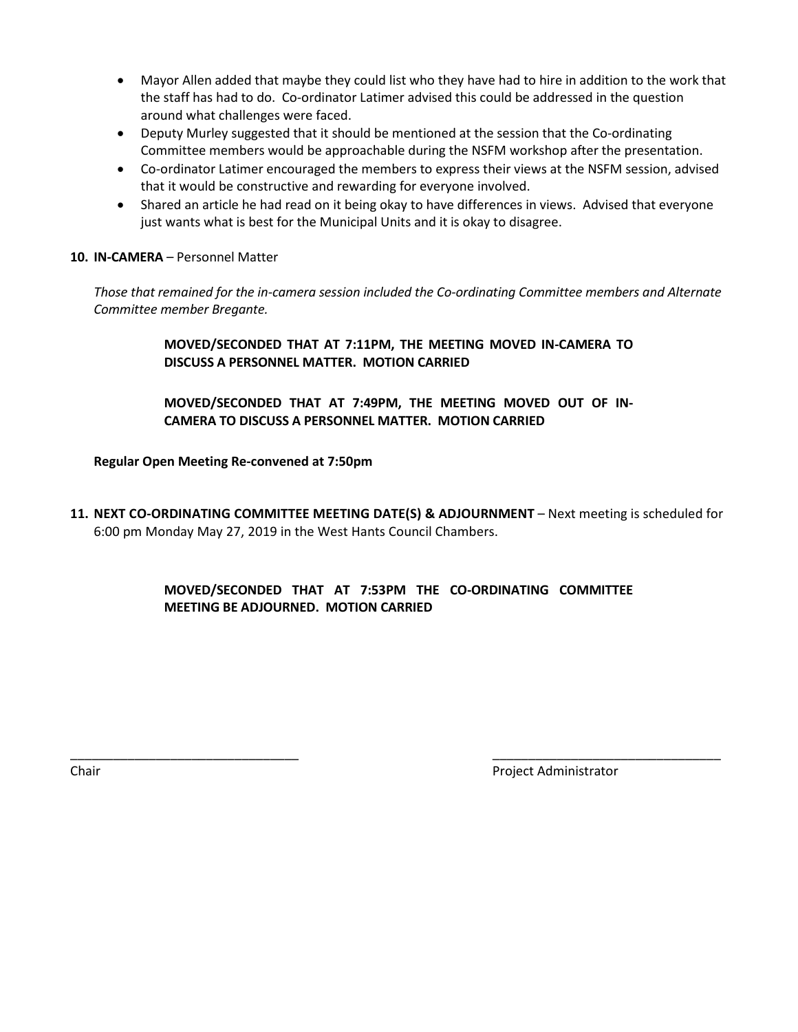- Mayor Allen added that maybe they could list who they have had to hire in addition to the work that the staff has had to do. Co-ordinator Latimer advised this could be addressed in the question around what challenges were faced.
- Deputy Murley suggested that it should be mentioned at the session that the Co-ordinating Committee members would be approachable during the NSFM workshop after the presentation.
- Co-ordinator Latimer encouraged the members to express their views at the NSFM session, advised that it would be constructive and rewarding for everyone involved.
- Shared an article he had read on it being okay to have differences in views. Advised that everyone just wants what is best for the Municipal Units and it is okay to disagree.

**10. IN-CAMERA** – Personnel Matter

*Those that remained for the in-camera session included the Co-ordinating Committee members and Alternate Committee member Bregante.*

> **MOVED/SECONDED THAT AT 7:11PM, THE MEETING MOVED IN-CAMERA TO DISCUSS A PERSONNEL MATTER. MOTION CARRIED**
>
> **MOVED/SECONDED THAT AT 7:49PM, THE MEETING MOVED OUT OF IN-CAMERA TO DISCUSS A PERSONNEL MATTER. MOTION CARRIED**

**Regular Open Meeting Re-convened at 7:50pm**

**11. NEXT CO-ORDINATING COMMITTEE MEETING DATE(S) & ADJOURNMENT** – Next meeting is scheduled for 6:00 pm Monday May 27, 2019 in the West Hants Council Chambers.

> **MOVED/SECONDED THAT AT 7:53PM THE CO-ORDINATING COMMITTEE MEETING BE ADJOURNED. MOTION CARRIED**

_________________________________ Chair

_________________________________ Project Administrator